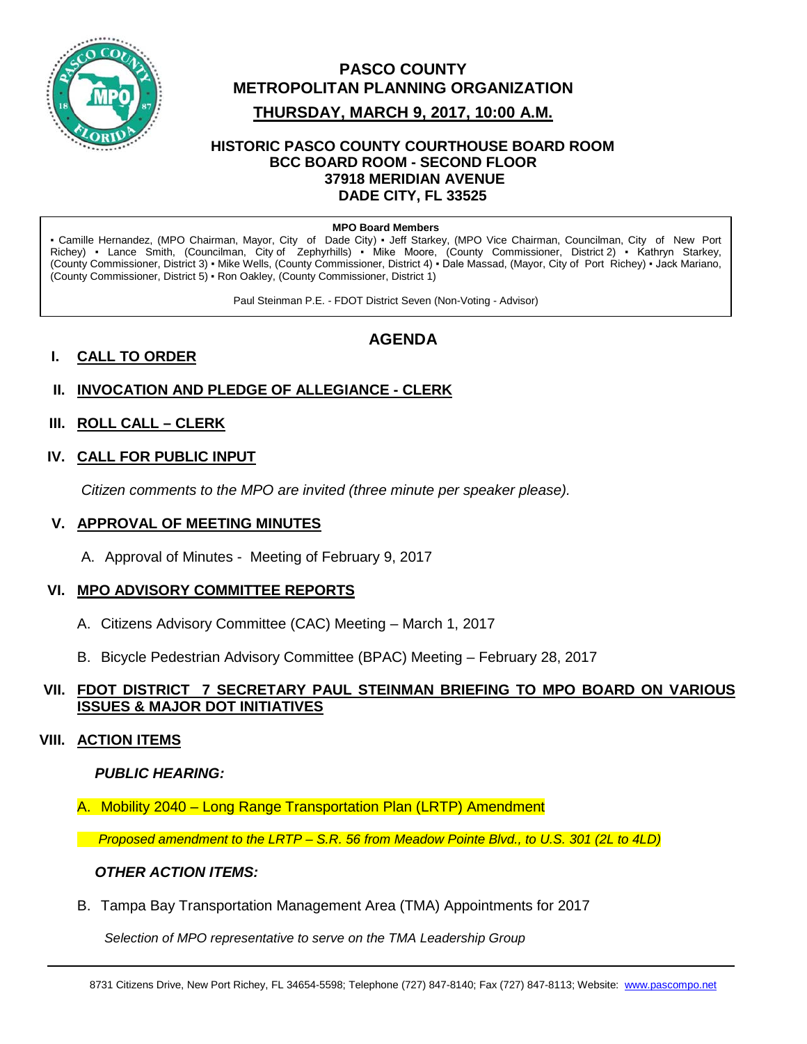# PASCO COUNTY METROPOLITAN PLANNING ORGANIZATION

## THURSDAY, MARCH 9, 2017, 10:00 A.M.

**HISTORIC PASCO COUNTY COURTHOUSE BOARD ROOM**
**BCC BOARD ROOM - SECOND FLOOR**
**37918 MERIDIAN AVENUE**
**DADE CITY, FL 33525**

**MPO Board Members**

▪ Camille Hernandez, (MPO Chairman, Mayor, City of Dade City) ▪ Jeff Starkey, (MPO Vice Chairman, Councilman, City of New Port Richey) ▪ Lance Smith, (Councilman, City of Zephyrhills) ▪ Mike Moore, (County Commissioner, District 2) ▪ Kathryn Starkey, (County Commissioner, District 3) ▪ Mike Wells, (County Commissioner, District 4) ▪ Dale Massad, (Mayor, City of Port Richey) ▪ Jack Mariano, (County Commissioner, District 5) ▪ Ron Oakley, (County Commissioner, District 1)

Paul Steinman P.E. - FDOT District Seven (Non-Voting - Advisor)

## AGENDA

### I. CALL TO ORDER

### II. INVOCATION AND PLEDGE OF ALLEGIANCE - CLERK

### III. ROLL CALL – CLERK

### IV. CALL FOR PUBLIC INPUT

*Citizen comments to the MPO are invited (three minute per speaker please).*

### V. APPROVAL OF MEETING MINUTES

A. Approval of Minutes - Meeting of February 9, 2017

### VI. MPO ADVISORY COMMITTEE REPORTS

A. Citizens Advisory Committee (CAC) Meeting – March 1, 2017

B. Bicycle Pedestrian Advisory Committee (BPAC) Meeting – February 28, 2017

### VII. FDOT DISTRICT 7 SECRETARY PAUL STEINMAN BRIEFING TO MPO BOARD ON VARIOUS ISSUES & MAJOR DOT INITIATIVES

### VIII. ACTION ITEMS

***PUBLIC HEARING:***

A. Mobility 2040 – Long Range Transportation Plan (LRTP) Amendment

*Proposed amendment to the LRTP – S.R. 56 from Meadow Pointe Blvd., to U.S. 301 (2L to 4LD)*

***OTHER ACTION ITEMS:***

B. Tampa Bay Transportation Management Area (TMA) Appointments for 2017

*Selection of MPO representative to serve on the TMA Leadership Group*

8731 Citizens Drive, New Port Richey, FL 34654-5598; Telephone (727) 847-8140; Fax (727) 847-8113; Website: www.pascompo.net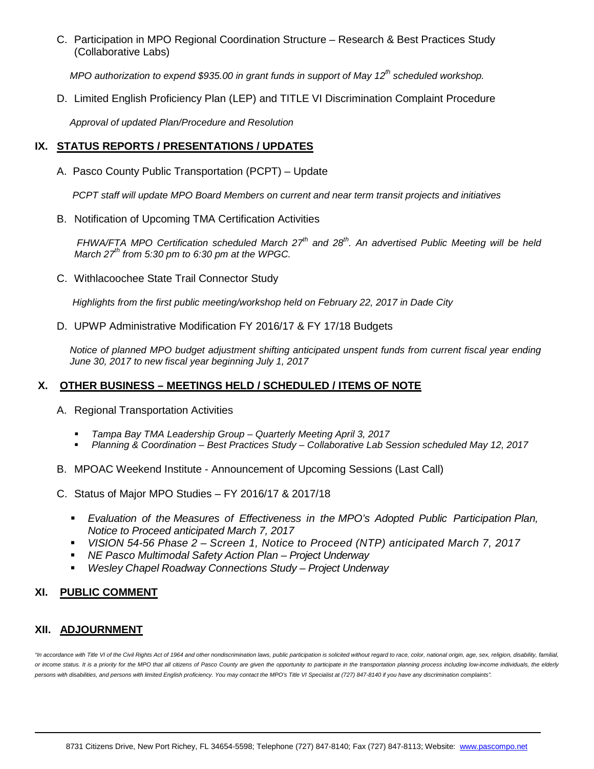C. Participation in MPO Regional Coordination Structure – Research & Best Practices Study (Collaborative Labs)

*MPO authorization to expend $935.00 in grant funds in support of May 12th scheduled workshop.*

D. Limited English Proficiency Plan (LEP) and TITLE VI Discrimination Complaint Procedure

*Approval of updated Plan/Procedure and Resolution*

## IX. STATUS REPORTS / PRESENTATIONS / UPDATES

A. Pasco County Public Transportation (PCPT) – Update

*PCPT staff will update MPO Board Members on current and near term transit projects and initiatives*

B. Notification of Upcoming TMA Certification Activities

*FHWA/FTA MPO Certification scheduled March 27th and 28th. An advertised Public Meeting will be held March 27th from 5:30 pm to 6:30 pm at the WPGC.*

C. Withlacoochee State Trail Connector Study

*Highlights from the first public meeting/workshop held on February 22, 2017 in Dade City*

D. UPWP Administrative Modification FY 2016/17 & FY 17/18 Budgets

*Notice of planned MPO budget adjustment shifting anticipated unspent funds from current fiscal year ending June 30, 2017 to new fiscal year beginning July 1, 2017*

## X. OTHER BUSINESS – MEETINGS HELD / SCHEDULED / ITEMS OF NOTE

A. Regional Transportation Activities

- *Tampa Bay TMA Leadership Group – Quarterly Meeting April 3, 2017*
- *Planning & Coordination – Best Practices Study – Collaborative Lab Session scheduled May 12, 2017*

B. MPOAC Weekend Institute - Announcement of Upcoming Sessions (Last Call)

C. Status of Major MPO Studies – FY 2016/17 & 2017/18

- *Evaluation of the Measures of Effectiveness in the MPO's Adopted Public Participation Plan, Notice to Proceed anticipated March 7, 2017*
- *VISION 54-56 Phase 2 – Screen 1, Notice to Proceed (NTP) anticipated March 7, 2017*
- *NE Pasco Multimodal Safety Action Plan – Project Underway*
- *Wesley Chapel Roadway Connections Study – Project Underway*

## XI. PUBLIC COMMENT

## XII. ADJOURNMENT

*"In accordance with Title VI of the Civil Rights Act of 1964 and other nondiscrimination laws, public participation is solicited without regard to race, color, national origin, age, sex, religion, disability, familial, or income status. It is a priority for the MPO that all citizens of Pasco County are given the opportunity to participate in the transportation planning process including low-income individuals, the elderly persons with disabilities, and persons with limited English proficiency. You may contact the MPO's Title VI Specialist at (727) 847-8140 if you have any discrimination complaints".*

8731 Citizens Drive, New Port Richey, FL 34654-5598; Telephone (727) 847-8140; Fax (727) 847-8113; Website: www.pascompo.net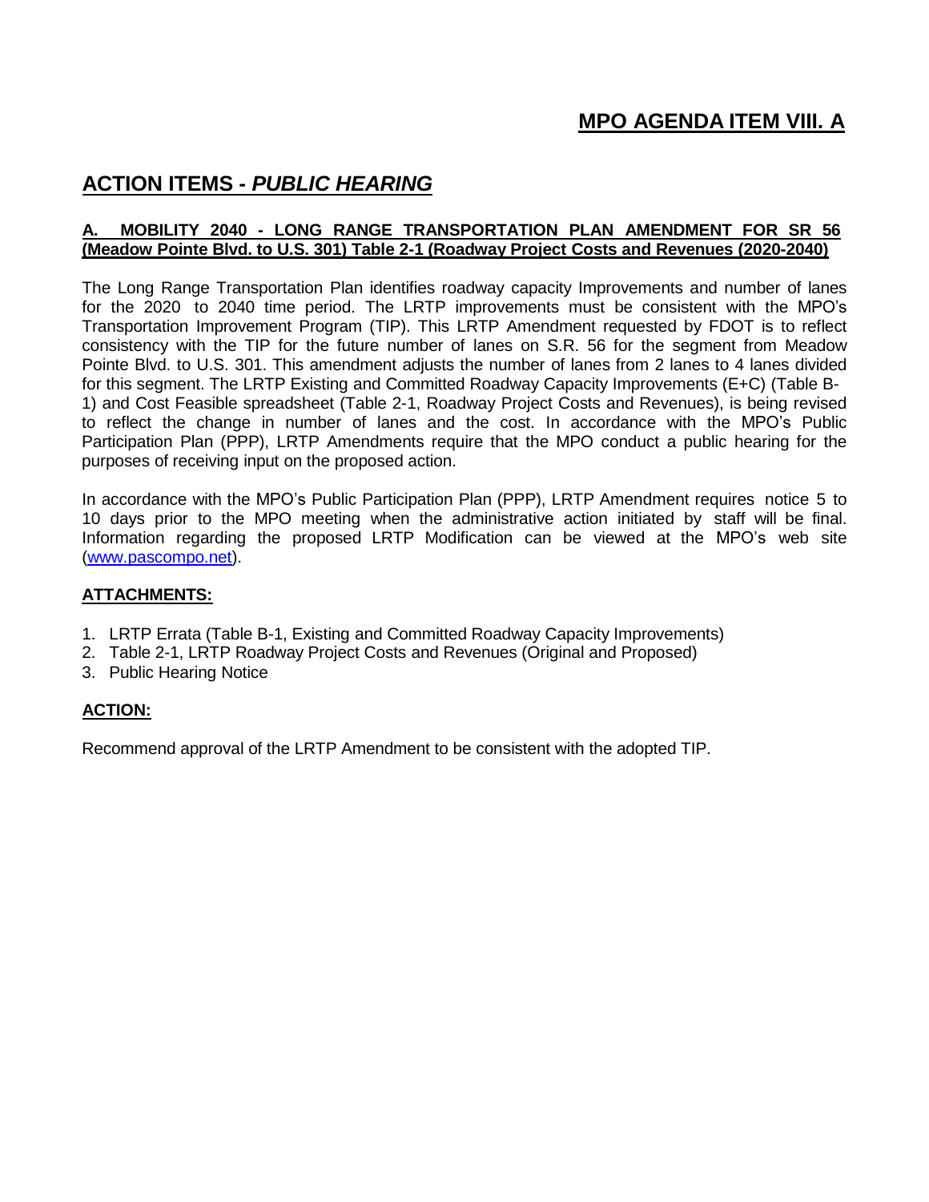# MPO AGENDA ITEM VIII. A

## ACTION ITEMS - *PUBLIC HEARING*

**A. MOBILITY 2040 - LONG RANGE TRANSPORTATION PLAN AMENDMENT FOR SR 56 (Meadow Pointe Blvd. to U.S. 301) Table 2-1 (Roadway Project Costs and Revenues (2020-2040)**

The Long Range Transportation Plan identifies roadway capacity Improvements and number of lanes for the 2020 to 2040 time period. The LRTP improvements must be consistent with the MPO's Transportation Improvement Program (TIP). This LRTP Amendment requested by FDOT is to reflect consistency with the TIP for the future number of lanes on S.R. 56 for the segment from Meadow Pointe Blvd. to U.S. 301. This amendment adjusts the number of lanes from 2 lanes to 4 lanes divided for this segment. The LRTP Existing and Committed Roadway Capacity Improvements (E+C) (Table B-1) and Cost Feasible spreadsheet (Table 2-1, Roadway Project Costs and Revenues), is being revised to reflect the change in number of lanes and the cost. In accordance with the MPO's Public Participation Plan (PPP), LRTP Amendments require that the MPO conduct a public hearing for the purposes of receiving input on the proposed action.

In accordance with the MPO's Public Participation Plan (PPP), LRTP Amendment requires notice 5 to 10 days prior to the MPO meeting when the administrative action initiated by staff will be final. Information regarding the proposed LRTP Modification can be viewed at the MPO's web site (www.pascompo.net).

**ATTACHMENTS:**

1. LRTP Errata (Table B-1, Existing and Committed Roadway Capacity Improvements)
2. Table 2-1, LRTP Roadway Project Costs and Revenues (Original and Proposed)
3. Public Hearing Notice

**ACTION:**

Recommend approval of the LRTP Amendment to be consistent with the adopted TIP.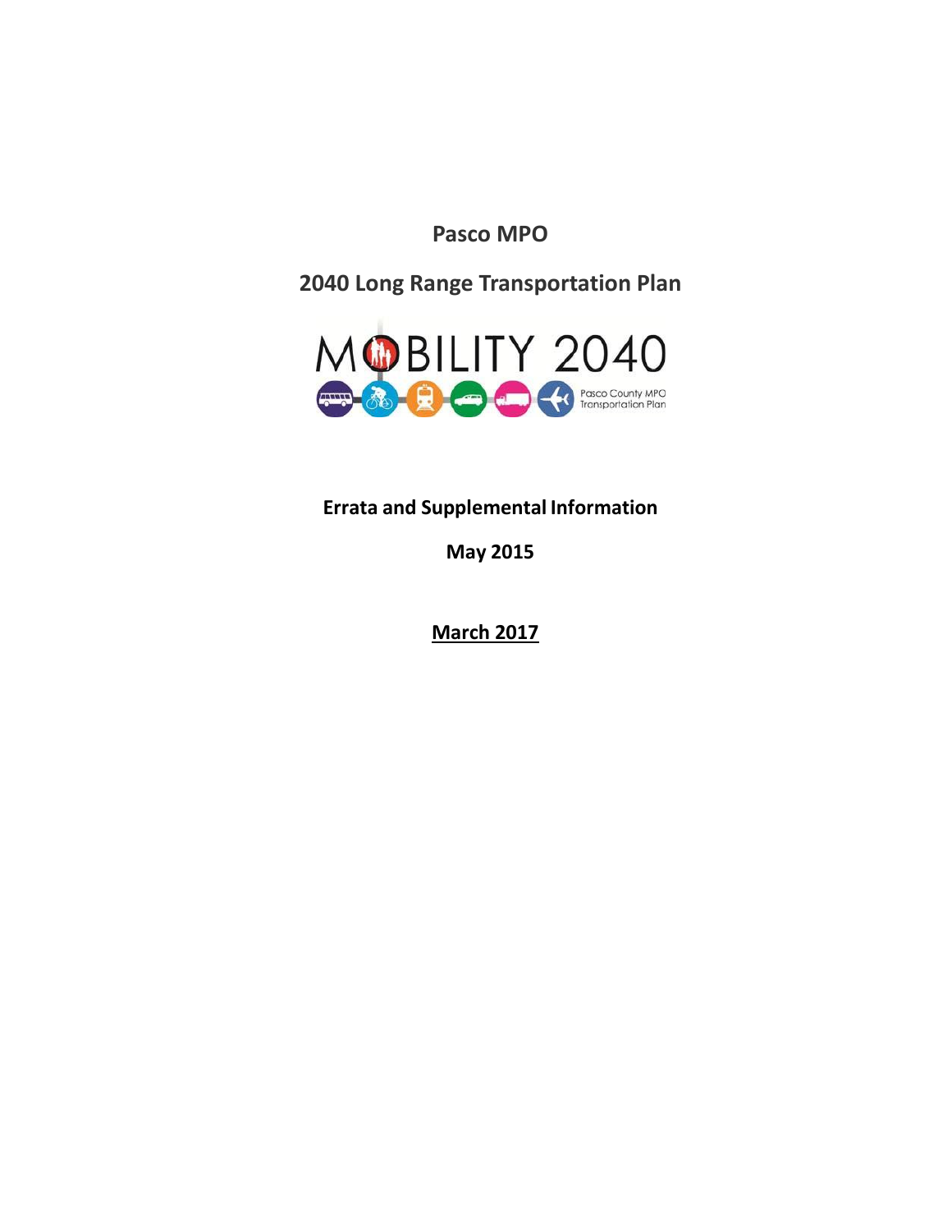**Pasco MPO**

**2040 Long Range Transportation Plan**

MOBILITY 2040

Pasco County MPO Transportation Plan

**Errata and Supplemental Information**

**May 2015**

**March 2017**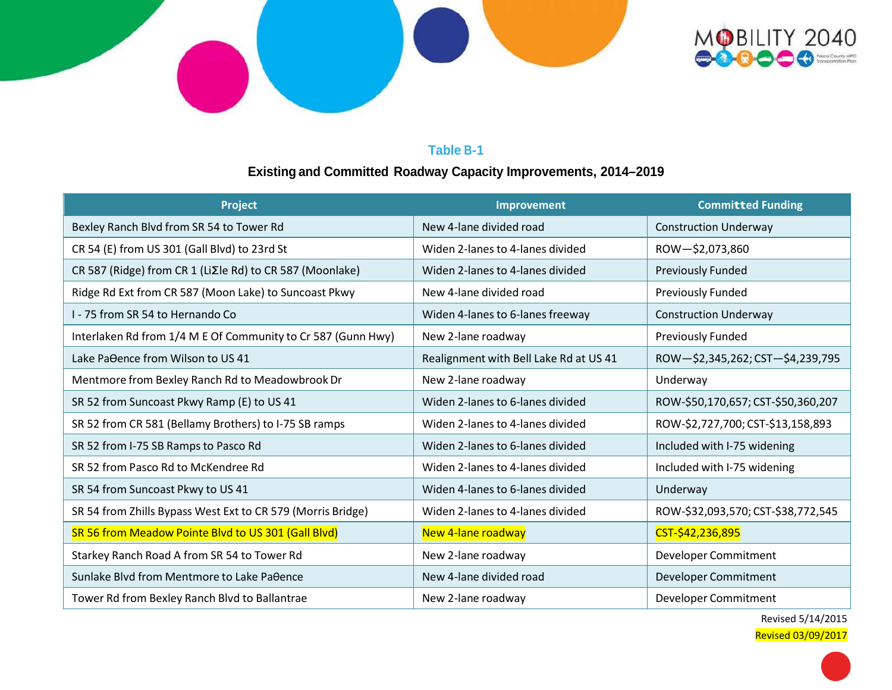## Table B-1

### Existing and Committed Roadway Capacity Improvements, 2014–2019

| Project | Improvement | Committed Funding |
|---|---|---|
| Bexley Ranch Blvd from SR 54 to Tower Rd | New 4-lane divided road | Construction Underway |
| CR 54 (E) from US 301 (Gall Blvd) to 23rd St | Widen 2-lanes to 4-lanes divided | ROW—$2,073,860 |
| CR 587 (Ridge) from CR 1 (LiΣle Rd) to CR 587 (Moonlake) | Widen 2-lanes to 4-lanes divided | Previously Funded |
| Ridge Rd Ext from CR 587 (Moon Lake) to Suncoast Pkwy | New 4-lane divided road | Previously Funded |
| I - 75 from SR 54 to Hernando Co | Widen 4-lanes to 6-lanes freeway | Construction Underway |
| Interlaken Rd from 1/4 M E Of Community to Cr 587 (Gunn Hwy) | New 2-lane roadway | Previously Funded |
| Lake PaΘence from Wilson to US 41 | Realignment with Bell Lake Rd at US 41 | ROW—$2,345,262; CST—$4,239,795 |
| Mentmore from Bexley Ranch Rd to Meadowbrook Dr | New 2-lane roadway | Underway |
| SR 52 from Suncoast Pkwy Ramp (E) to US 41 | Widen 2-lanes to 6-lanes divided | ROW-$50,170,657; CST-$50,360,207 |
| SR 52 from CR 581 (Bellamy Brothers) to I-75 SB ramps | Widen 2-lanes to 4-lanes divided | ROW-$2,727,700; CST-$13,158,893 |
| SR 52 from I-75 SB Ramps to Pasco Rd | Widen 2-lanes to 6-lanes divided | Included with I-75 widening |
| SR 52 from Pasco Rd to McKendree Rd | Widen 2-lanes to 4-lanes divided | Included with I-75 widening |
| SR 54 from Suncoast Pkwy to US 41 | Widen 4-lanes to 6-lanes divided | Underway |
| SR 54 from Zhills Bypass West Ext to CR 579 (Morris Bridge) | Widen 2-lanes to 4-lanes divided | ROW-$32,093,570; CST-$38,772,545 |
| SR 56 from Meadow Pointe Blvd to US 301 (Gall Blvd) | New 4-lane roadway | CST-$42,236,895 |
| Starkey Ranch Road A from SR 54 to Tower Rd | New 2-lane roadway | Developer Commitment |
| Sunlake Blvd from Mentmore to Lake PaΘence | New 4-lane divided road | Developer Commitment |
| Tower Rd from Bexley Ranch Blvd to Ballantrae | New 2-lane roadway | Developer Commitment |

Revised 5/14/2015

Revised 03/09/2017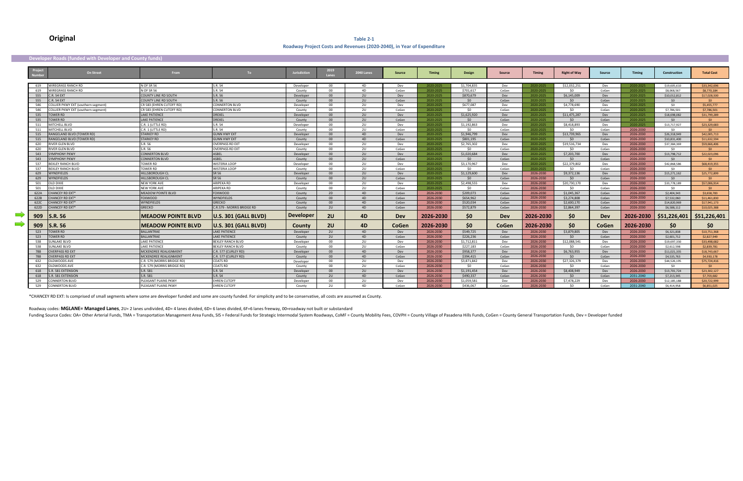**Original**

**Table 2-1**
**Roadway Project Costs and Revenues (2020-2040), in Year of Expenditure**

**Developer Roads (funded with Developer and County funds)**

| Project Number | On Street | From | To | Jurisdiction | 2019 Lanes | 2040 Lanes | Source | Timing | Design | Source | Timing | Right of Way | Source | Timing | Construction | Total Cost |
|---|---|---|---|---|---|---|---|---|---|---|---|---|---|---|---|---|
| 619 | WIREGRASS RANCH RD | N OF SR 56 | S.R. 54 | Developer | 00 | 4D | Dev | 2020-2025 | $1,704,835 | Dev | 2020-2025 | $12,032,251 | Dev | 2020-2025 | $19,605,610 | $33,342,696 |
| 619 | WIREGRASS RANCH RD | N OF SR 56 | S.R. 54 | County | 00 | 4D | CoGen | 2020-2025 | $701,617 | CoGen | 2020-2025 | $0 | CoGen | 2020-2025 | $8,068,567 | $8,770,184 |
| 555 | C.R. 54 EXT | COUNTY LINE RD SOUTH | S.R. 56 | Developer | 00 | 2U | Dev | 2020-2025 | $870,679 | Dev | 2020-2025 | $6,145,009 | Dev | 2020-2025 | $10,012,812 | $17,028,500 |
| 555 | C.R. 54 EXT | COUNTY LINE RD SOUTH | S.R. 56 | County | 00 | 2U | CoGen | 2020-2025 | $0 | CoGen | 2020-2025 | $0 | CoGen | 2020-2025 | $0 | $0 |
| 546 | COLLIER PKWY EXT (southern segment) | CR 583 (EHREN CUTOFF RD) | CONNERTON BLVD | Developer | 00 | 2U | Dev | 2020-2025 | $677,087 | Dev | 2020-2025 | $4,778,690 | Dev | 2020-2025 | $0 | $5,455,777 |
| 546 | COLLIER PKWY EXT (southern segment) | CR 583 (EHREN CUTOFF RD) | CONNERTON BLVD | County | 00 | 2U | CoGen | 2020-2025 | $0 | CoGen | 2020-2025 | $0 | CoGen | 2020-2025 | $7,786,501 | $7,786,501 |
| 535 | TOWER RD | LAKE PATIENCE | DREXEL | Developer | 00 | 2U | Dev | 2020-2025 | $1,625,920 | Dev | 2020-2025 | $11,475,287 | Dev | 2020-2025 | $18,698,082 | $31,799,289 |
| 535 | TOWER RD | LAKE PATIENCE | DREXEL | County | 00 | 2U | CoGen | 2020-2025 | $0 | CoGen | 2020-2025 | $0 | CoGen | 2020-2025 | $0 | $0 |
| 511 | MITCHELL BLVD | C.R. 1 (LITTLE RD) | S.R. 54 | Developer | 00 | 2U | Dev | 2020-2025 | $1,192,863 | Dev | 2020-2025 | $8,418,893 | Dev | 2020-2025 | $13,717,927 | $23,329,683 |
| 511 | MITCHELL BLVD | C.R. 1 (LITTLE RD) | S.R. 54 | County | 00 | 2U | CoGen | 2020-2025 | $0 | CoGen | 2020-2025 | $0 | CoGen | 2026-2030 | $0 | $0 |
| 515 | RANGELAND BLVD (TOWER RD) | STARKEY RD | GUNN HWY EXT | Developer | 00 | 4D | Dev | 2020-2025 | $1,946,799 | Dev | 2020-2025 | $13,739,965 | Dev | 2026-2030 | $26,318,949 | $42,005,713 |
| 515 | RANGELAND BLVD (TOWER RD) | STARKEY RD | GUNN HWY EXT | County | 00 | 4D | CoGen | 2020-2025 | $801,195 | CoGen | 2020-2025 | $0 | CoGen | 2026-2030 | $10,831,400 | $11,632,594 |
| 620 | RIVER GLEN BLVD | S.R. 56 | OVERPASS RD EXT | Developer | 00 | 2U | Dev | 2020-2025 | $2,765,302 | Dev | 2020-2025 | $19,516,734 | Dev | 2026-2030 | $37,384,369 | $59,666,406 |
| 620 | RIVER GLEN BLVD | S.R. 56 | OVERPASS RD EXT | County | 00 | 2U | CoGen | 2020-2025 | $0 | CoGen | 2020-2025 | $0 | CoGen | 2026-2030 | $0 | $0 |
| 543 | SYMPHONY PKWY | CONNERTON BLVD | ASBEL | Developer | 00 | 2U | Dev | 2020-2025 | $1,020,684 | Dev | 2020-2025 | $7,203,700 | Dev | 2026-2030 | $13,798,712 | $22,023,096 |
| 543 | SYMPHONY PKWY | CONNERTON BLVD | ASBEL | County | 00 | 2U | CoGen | 2020-2025 | $0 | CoGen | 2020-2025 | $0 | CoGen | 2026-2030 | $0 | $0 |
| 537 | BEXLEY RANCH BLVD | TOWER RD | WISTERIA LOOP | Developer | 00 | 2U | Dev | 2020-2025 | $3,170,967 | Dev | 2020-2025 | $22,379,802 | Dev | 2026-2030 | $42,868,586 | $68,419,355 |
| 537 | BEXLEY RANCH BLVD | TOWER RD | WISTERIA LOOP | County | 00 | 2U | CoGen | 2020-2025 | $0 | CoGen | 2020-2025 | $0 | CoGen | 2026-2030 | $0 | $0 |
| 629 | WYNDFIELDS | HILLSBOROUGH CL | SR 56 | Developer | 00 | 2U | Dev | 2020-2025 | $1,129,600 | Dev | 2026-2030 | $9,372,136 | Dev | 2026-2030 | $15,271,162 | $25,772,899 |
| 629 | WYNDFIELDS | HILLSBOROUGH CL | SR 56 | County | 00 | 2U | CoGen | 2020-2025 | $0 | CoGen | 2026-2030 | $0 | CoGen | 2026-2030 | $0 | $0 |
| 501 | OLD DIXIE | NEW YORK AVE | ARIPEKA RD | Developer | 00 | 2U | Dev | 2020-2025 | $2,498,555 | Dev | 2026-2030 | $20,730,170 | Dev | 2026-2030 | $33,778,189 | $57,006,914 |
| 501 | OLD DIXIE | NEW YORK AVE | ARIPEKA RD | County | 00 | 2U | CoGen | 2020-2025 | $0 | CoGen | 2026-2030 | $0 | CoGen | 2026-2030 | $0 | $0 |
| 622A | CHANCEY RD EXT* | MEADOW POINTE BLVD | FOXWOOD | County | 2D | 4D | CoGen | 2026-2030 | $209,073 | CoGen | 2026-2030 | $1,045,367 | CoGen | 2026-2030 | $2,404,343 | $3,658,783 |
| 622B | CHANCEY RD EXT* | FOXWOOD | WYNDFIELDS | County | 00 | 4D | CoGen | 2026-2030 | $654,962 | CoGen | 2026-2030 | $3,274,808 | CoGen | 2026-2030 | $7,532,060 | $11,461,830 |
| 622C | CHANCEY RD EXT* | WYNDFIELDS | GRECKO | County | 00 | 4D | CoGen | 2026-2030 | $520,034 | CoGen | 2026-2030 | $2,600,170 | CoGen | 2026-2030 | $14,820,969 | $17,941,173 |
| 622D | CHANCEY RD EXT* | GRECKO | C.R.579 - MORRIS BRIDGE RD | County | 2U | 4D | CoGen | 2026-2030 | $572,879 | CoGen | 2026-2030 | $2,864,397 | CoGen | 2026-2030 | $6,588,112 | $10,025,388 |
| **909** | **S.R. 56** | **MEADOW POINTE BLVD** | **U.S. 301 (GALL BLVD)** | **Developer** | **2U** | **4D** | **Dev** | **2026-2030** | **$0** | **Dev** | **2026-2030** | **$0** | **Dev** | **2026-2030** | **$51,226,401** | **$51,226,401** |
| **909** | **S.R. 56** | **MEADOW POINTE BLVD** | **U.S. 301 (GALL BLVD)** | **County** | **2U** | **4D** | **CoGen** | **2026-2030** | **$0** | **CoGen** | **2026-2030** | **$0** | **CoGen** | **2026-2030** | **$0** | **$0** |
| 523 | TOWER RD | BALLANTRAE | LAKE PATIENCE | Developer | 2U | 4D | Dev | 2026-2030 | $549,725 | Dev | 2026-2030 | $3,879,805 | Dev | 2026-2030 | $6,321,838 | $10,751,368 |
| 523 | TOWER RD | BALLANTRAE | LAKE PATIENCE | County | 2U | 4D | CoGen | 2026-2030 | $226,236 | CoGen | 2026-2030 | $0 | CoGen | 2026-2030 | $2,601,712 | $2,827,949 |
| 538 | SUNLAKE BLVD | LAKE PATIENCE | BEXLEY RANCH BLVD | Developer | 00 | 2U | Dev | 2026-2030 | $1,712,811 | Dev | 2026-2030 | $12,088,541 | Dev | 2026-2030 | $19,697,330 | $33,498,682 |
| 538 | SUNLAKE BLVD | LAKE PATIENCE | BEXLEY RANCH BLVD | County | 00 | 2U | CoGen | 2026-2030 | $227,183 | CoGen | 2026-2030 | $0 | CoGen | 2026-2030 | $2,612,598 | $2,839,781 |
| 788 | OVERPASS RD EXT | MCKENDREE REALIGNMENT | C.R. 577 (CURLEY RD) | Developer | 00 | 4D | Dev | 2026-2030 | $958,377 | Dev | 2026-2030 | $6,763,955 | Dev | 2026-2030 | $11,021,335 | $18,743,667 |
| 788 | OVERPASS RD EXT | MCKENDREE REALIGNMENT | C.R. 577 (CURLEY RD) | County | 00 | 4D | CoGen | 2026-2030 | $394,415 | CoGen | 2026-2030 | $0 | CoGen | 2026-2030 | $4,535,763 | $4,930,178 |
| 632 | OLDWOODS AVE | C.R. 579 (MORRIS BRIDGE RD) | COATS RD | Developer | 00 | 2U | Dev | 2026-2030 | $3,871,842 | Dev | 2026-2030 | $27,326,379 | Dev | 2026-2030 | $44,526,195 | $75,724,416 |
| 632 | OLDWOODS AVE | C.R. 579 (MORRIS BRIDGE RD) | COATS RD | County | 00 | 2U | CoGen | 2026-2030 | $0 | CoGen | 2026-2030 | $0 | CoGen | 2026-2030 | $0 | $0 |
| 618 | S.R. 581 EXTENSION | S.R. 581 | S.R. 54 | Developer | 00 | 2U | Dev | 2026-2030 | $1,191,454 | Dev | 2026-2030 | $8,408,949 | Dev | 2026-2030 | $13,701,724 | $23,302,127 |
| 618 | S.R. 581 EXTENSION | S.R. 581 | S.R. 54 | County | 2U | 4D | CoGen | 2026-2030 | $490,337 | CoGen | 2026-2030 | $0 | CoGen | 2031-2040 | $7,213,345 | $7,703,682 |
| 529 | CONNERTON BLVD | PLEASANT PLAINS PKWY | EHREN CUTOFF | Developer | 00 | 2U | Dev | 2026-2030 | $1,059,581 | Dev | 2026-2030 | $7,478,229 | Dev | 2026-2030 | $12,185,188 | $20,722,999 |
| 529 | CONNERTON BLVD | PLEASANT PLAINS PKWY | EHREN CUTOFF | County | 2U | 4D | CoGen | 2026-2030 | $436,067 | CoGen | 2026-2030 | $0 | CoGen | 2031-2040 | $6,414,958 | $6,851,025 |

*CHANCEY RD EXT: Is comprised of small segments where some are developer funded and some are county funded. For simplicity and to be conservative, all costs are assumed as County.

Roadway codes: **MGLANE= Managed Lanes**, 2U= 2 lanes undivided, 4D= 4 lanes divided, 6D= 6 lanes divided, 6F=6 lanes freeway, 00=roadway not built or substandard

Funding Source Codes: OA= Other Arterial Funds, TMA = Transportation Management Area Funds, SIS = Federal Funds for Strategic Intermodal System Roadways, CoMF = County Mobility Fees, COVPH = County Village of Pasadena Hills Funds, CoGen = County General Transportation Funds, Dev = Developer funded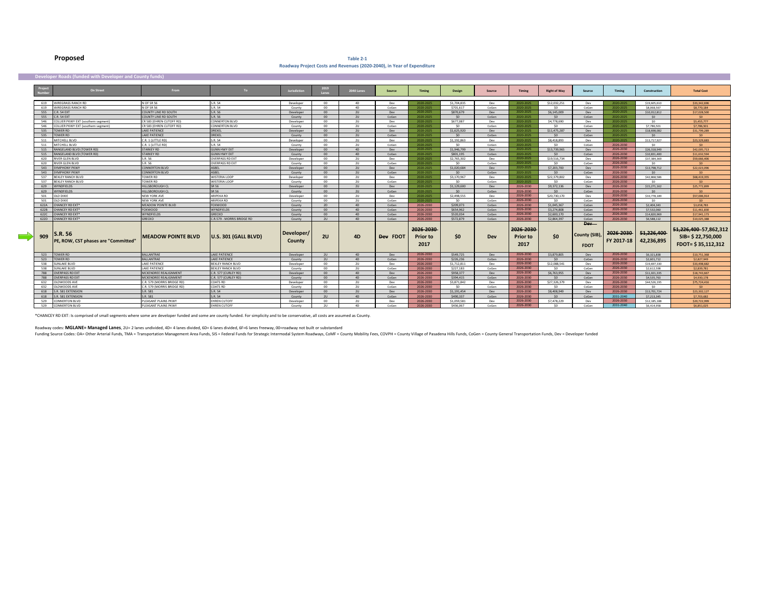**Proposed**

**Table 2-1**
**Roadway Project Costs and Revenues (2020-2040), in Year of Expenditure**

**Developer Roads (funded with Developer and County funds)**

| Project Number | On Street | From | To | Jurisdiction | 2019 Lanes | 2040 Lanes | Source | Timing | Design | Source | Timing | Right of Way | Source | Timing | Construction | Total Cost |
|---|---|---|---|---|---|---|---|---|---|---|---|---|---|---|---|---|
| 619 | WIREGRASS RANCH RD | N OF SR 56 | S.R. 54 | Developer | 00 | 4D | Dev | 2020-2025 | $1,704,835 | Dev | 2020-2025 | $12,032,251 | Dev | 2020-2025 | $19,605,610 | $33,342,696 |
| 619 | WIREGRASS RANCH RD | N OF SR 56 | S.R. 54 | County | 00 | 4D | CoGen | 2020-2025 | $701,617 | CoGen | 2020-2025 | $0 | CoGen | 2020-2025 | $8,068,567 | $8,770,184 |
| 555 | C.R. 54 EXT | COUNTY LINE RD SOUTH | S.R. 56 | Developer | 00 | 2U | Dev | 2020-2025 | $870,679 | Dev | 2020-2025 | $6,145,009 | Dev | 2020-2025 | $10,012,812 | $17,028,500 |
| 555 | C.R. 54 EXT | COUNTY LINE RD SOUTH | S.R. 56 | County | 00 | 2U | CoGen | 2020-2025 | $0 | CoGen | 2020-2025 | $0 | CoGen | 2020-2025 | $0 | $0 |
| 546 | COLLIER PKWY EXT (southern segment) | CR 583 (EHREN CUTOFF RD) | CONNERTON BLVD | Developer | 00 | 2U | Dev | 2020-2025 | $677,087 | Dev | 2020-2025 | $4,778,690 | Dev | 2020-2025 | $0 | $5,455,777 |
| 546 | COLLIER PKWY EXT (southern segment) | CR 583 (EHREN CUTOFF RD) | CONNERTON BLVD | County | 00 | 2U | CoGen | 2020-2025 | $0 | CoGen | 2020-2025 | $0 | CoGen | 2020-2025 | $7,786,501 | $7,786,501 |
| 535 | TOWER RD | LAKE PATIENCE | DREXEL | Developer | 00 | 2U | Dev | 2020-2025 | $1,625,920 | Dev | 2020-2025 | $11,475,287 | Dev | 2020-2025 | $18,698,082 | $31,799,289 |
| 535 | TOWER RD | LAKE PATIENCE | DREXEL | County | 00 | 2U | CoGen | 2020-2025 | $0 | CoGen | 2020-2025 | $0 | CoGen | 2020-2025 | $0 | $0 |
| 511 | MITCHELL BLVD | C.R. 1 (LITTLE RD) | S.R. 54 | Developer | 00 | 2U | Dev | 2020-2025 | $1,192,863 | Dev | 2020-2025 | $8,418,893 | Dev | 2020-2025 | $13,717,927 | $23,329,683 |
| 511 | MITCHELL BLVD | C.R. 1 (LITTLE RD) | S.R. 54 | County | 00 | 2U | CoGen | 2020-2025 | $0 | CoGen | 2020-2025 | $0 | CoGen | 2026-2030 | $0 | $0 |
| 515 | RANGELAND BLVD (TOWER RD) | STARKEY RD | GUNN HWY EXT | Developer | 00 | 4D | Dev | 2020-2025 | $1,946,799 | Dev | 2020-2025 | $13,739,965 | Dev | 2026-2030 | $26,318,949 | $42,005,713 |
| 515 | RANGELAND BLVD (TOWER RD) | STARKEY RD | GUNN HWY EXT | County | 00 | 4D | CoGen | 2020-2025 | $801,195 | CoGen | 2020-2025 | $0 | CoGen | 2026-2030 | $10,831,400 | $11,632,594 |
| 620 | RIVER GLEN BLVD | S.R. 56 | OVERPASS RD EXT | Developer | 00 | 2U | Dev | 2020-2025 | $2,765,302 | Dev | 2020-2025 | $19,516,734 | Dev | 2026-2030 | $37,384,369 | $59,666,406 |
| 620 | RIVER GLEN BLVD | S.R. 56 | OVERPASS RD EXT | County | 00 | 2U | CoGen | 2020-2025 | $0 | CoGen | 2020-2025 | $0 | CoGen | 2026-2030 | $0 | $0 |
| 543 | SYMPHONY PKWY | CONNERTON BLVD | ASBEL | Developer | 00 | 2U | Dev | 2020-2025 | $1,020,684 | Dev | 2020-2025 | $7,203,700 | Dev | 2026-2030 | $13,798,712 | $22,023,096 |
| 543 | SYMPHONY PKWY | CONNERTON BLVD | ASBEL | County | 00 | 2U | CoGen | 2020-2025 | $0 | CoGen | 2020-2025 | $0 | CoGen | 2026-2030 | $0 | $0 |
| 537 | BEXLEY RANCH BLVD | TOWER RD | WISTERIA LOOP | Developer | 00 | 2U | Dev | 2020-2025 | $3,170,967 | Dev | 2020-2025 | $22,379,802 | Dev | 2026-2030 | $42,868,586 | $68,419,355 |
| 537 | BEXLEY RANCH BLVD | TOWER RD | WISTERIA LOOP | County | 00 | 2U | CoGen | 2020-2025 | $0 | CoGen | 2020-2025 | $0 | CoGen | 2026-2030 | $0 | $0 |
| 629 | WYNDFIELDS | HILLSBOROUGH CL | SR 56 | Developer | 00 | 2U | Dev | 2020-2025 | $1,129,600 | Dev | 2026-2030 | $9,372,136 | Dev | 2026-2030 | $15,271,162 | $25,772,899 |
| 629 | WYNDFIELDS | HILLSBOROUGH CL | SR 56 | County | 00 | 2U | CoGen | 2020-2025 | $0 | CoGen | 2026-2030 | $0 | CoGen | 2026-2030 | $0 | $0 |
| 501 | OLD DIXIE | NEW YORK AVE | ARIPEKA RD | Developer | 00 | 2U | Dev | 2020-2025 | $2,498,555 | Dev | 2026-2030 | $20,730,170 | Dev | 2026-2030 | $33,778,189 | $57,006,914 |
| 501 | OLD DIXIE | NEW YORK AVE | ARIPEKA RD | County | 00 | 2U | CoGen | 2020-2025 | $0 | CoGen | 2026-2030 | $0 | CoGen | 2026-2030 | $0 | $0 |
| 622A | CHANCEY RD EXT* | MEADOW POINTE BLVD | FOXWOOD | County | 2D | 4D | CoGen | 2026-2030 | $209,073 | CoGen | 2026-2030 | $1,045,367 | CoGen | 2026-2030 | $2,404,343 | $3,658,783 |
| 622B | CHANCEY RD EXT* | FOXWOOD | WYNDFIELDS | County | 00 | 4D | CoGen | 2026-2030 | $654,962 | CoGen | 2026-2030 | $3,274,808 | CoGen | 2026-2030 | $7,532,060 | $11,461,830 |
| 622C | CHANCEY RD EXT* | WYNDFIELDS | GRECKO | County | 00 | 4D | CoGen | 2026-2030 | $520,034 | CoGen | 2026-2030 | $2,600,170 | CoGen | 2026-2030 | $14,820,969 | $17,941,173 |
| 622D | CHANCEY RD EXT* | GRECKO | C.R.579 - MORRIS BRIDGE RD | County | 2U | 4D | CoGen | 2026-2030 | $572,879 | CoGen | 2026-2030 | $2,864,397 | CoGen | 2026-2030 | $6,588,112 | $10,025,388 |
| **909** | **S.R. 56** **PE, ROW, CST phases are "Committed"** | **MEADOW POINTE BLVD** | **U.S. 301 (GALL BLVD)** | **Developer/ County** | **2U** | **4D** | ~~**Dev**~~ **FDOT** | ~~**2026-2030**~~ **Prior to 2017** | **$0** | **Dev** | ~~**2026-2030**~~ **Prior to 2017** | **$0** | ~~**Dev**~~ **County (SIB), FDOT** | ~~**2026-2030**~~ **FY 2017-18** | ~~**51,226,400**~~ **42,236,895** | ~~**51,226,400**~~ **57,862,312 SIB= $ 22,750,000 FDOT= $ 35,112,312** |
| 523 | TOWER RD | BALLANTRAE | LAKE PATIENCE | Developer | 2U | 4D | Dev | 2026-2030 | $549,725 | Dev | 2026-2030 | $3,879,805 | Dev | 2026-2030 | $6,321,838 | $10,751,368 |
| 523 | TOWER RD | BALLANTRAE | LAKE PATIENCE | County | 2U | 4D | CoGen | 2026-2030 | $226,236 | CoGen | 2026-2030 | $0 | CoGen | 2026-2030 | $2,601,712 | $2,827,949 |
| 538 | SUNLAKE BLVD | LAKE PATIENCE | BEXLEY RANCH BLVD | Developer | 00 | 2U | Dev | 2026-2030 | $1,712,811 | Dev | 2026-2030 | $12,088,541 | Dev | 2026-2030 | $19,697,330 | $33,498,682 |
| 538 | SUNLAKE BLVD | LAKE PATIENCE | BEXLEY RANCH BLVD | County | 00 | 2U | CoGen | 2026-2030 | $227,183 | CoGen | 2026-2030 | $0 | CoGen | 2026-2030 | $2,612,598 | $2,839,781 |
| 788 | OVERPASS RD EXT | MCKENDREE REALIGNMENT | C.R. 577 (CURLEY RD) | Developer | 00 | 4D | Dev | 2026-2030 | $958,377 | Dev | 2026-2030 | $6,763,955 | Dev | 2026-2030 | $11,021,335 | $18,743,667 |
| 788 | OVERPASS RD EXT | MCKENDREE REALIGNMENT | C.R. 577 (CURLEY RD) | County | 00 | 4D | CoGen | 2026-2030 | $394,415 | CoGen | 2026-2030 | $0 | CoGen | 2026-2030 | $4,535,763 | $4,930,178 |
| 632 | OLDWOODS AVE | C.R. 579 (MORRIS BRIDGE RD) | COATS RD | Developer | 00 | 2U | Dev | 2026-2030 | $3,871,842 | Dev | 2026-2030 | $27,326,379 | Dev | 2026-2030 | $44,526,195 | $75,724,416 |
| 632 | OLDWOODS AVE | C.R. 579 (MORRIS BRIDGE RD) | COATS RD | County | 00 | 2U | CoGen | 2026-2030 | $0 | CoGen | 2026-2030 | $0 | CoGen | 2026-2030 | $0 | $0 |
| 618 | S.R. 581 EXTENSION | S.R. 581 | S.R. 54 | Developer | 00 | 2U | Dev | 2026-2030 | $1,191,454 | Dev | 2026-2030 | $8,408,949 | Dev | 2026-2030 | $13,701,724 | $23,302,127 |
| 618 | S.R. 581 EXTENSION | S.R. 581 | S.R. 54 | County | 2U | 4D | CoGen | 2026-2030 | $490,337 | CoGen | 2026-2030 | $0 | CoGen | 2031-2040 | $7,213,345 | $7,703,682 |
| 529 | CONNERTON BLVD | PLEASANT PLAINS PKWY | EHREN CUTOFF | Developer | 00 | 2U | Dev | 2026-2030 | $1,059,581 | Dev | 2026-2030 | $7,478,229 | Dev | 2026-2030 | $12,185,188 | $20,722,999 |
| 529 | CONNERTON BLVD | PLEASANT PLAINS PKWY | EHREN CUTOFF | County | 2U | 4D | CoGen | 2026-2030 | $436,067 | CoGen | 2026-2030 | $0 | CoGen | 2031-2040 | $6,414,958 | $6,851,025 |

*CHANCEY RD EXT: Is comprised of small segments where some are developer funded and some are county funded. For simplicity and to be conservative, all costs are assumed as County.

Roadway codes: **MGLANE= Managed Lanes**, 2U= 2 lanes undivided, 4D= 4 lanes divided, 6D= 6 lanes divided, 6F=6 lanes freeway, 00=roadway not built or substandard

Funding Source Codes: OA= Other Arterial Funds, TMA = Transportation Management Area Funds, SIS = Federal Funds for Strategic Intermodal System Roadways, CoMF = County Mobility Fees, COVPH = County Village of Pasadena Hills Funds, CoGen = County General Transportation Funds, Dev = Developer funded